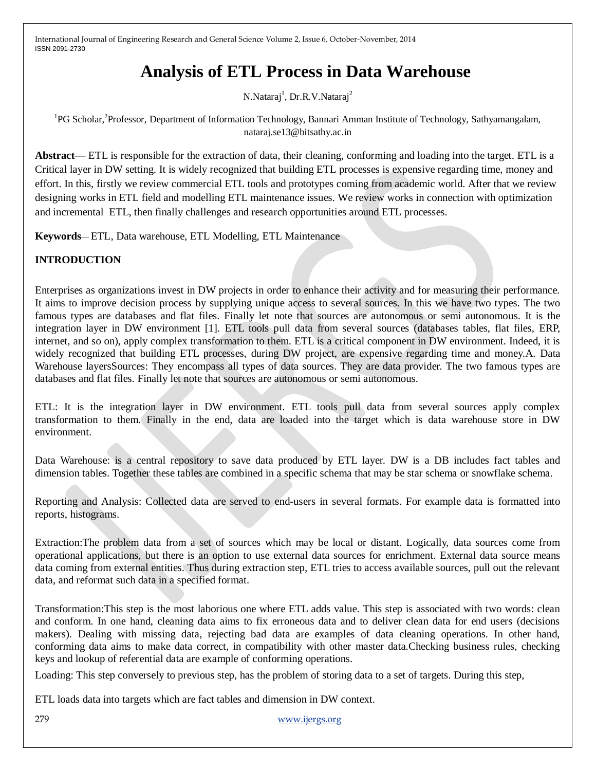# Analysis of ETL Process in Data Warehouse

N.Nataraj[1], Dr.R.V.Nataraj[2]

[1]PG Scholar,[2]Professor, Department of Information Technology, Bannari Amman Institute of Technology, Sathyamangalam, nataraj.se13@bitsathy.ac.in

**Abstract**— ETL is responsible for the extraction of data, their cleaning, conforming and loading into the target. ETL is a Critical layer in DW setting. It is widely recognized that building ETL processes is expensive regarding time, money and effort. In this, firstly we review commercial ETL tools and prototypes coming from academic world. After that we review designing works in ETL field and modelling ETL maintenance issues. We review works in connection with optimization and incremental ETL, then finally challenges and research opportunities around ETL processes.

**Keywords**— ETL, Data warehouse, ETL Modelling, ETL Maintenance

## INTRODUCTION

Enterprises as organizations invest in DW projects in order to enhance their activity and for measuring their performance. It aims to improve decision process by supplying unique access to several sources. In this we have two types. The two famous types are databases and flat files. Finally let note that sources are autonomous or semi autonomous. It is the integration layer in DW environment [1]. ETL tools pull data from several sources (databases tables, flat files, ERP, internet, and so on), apply complex transformation to them. ETL is a critical component in DW environment. Indeed, it is widely recognized that building ETL processes, during DW project, are expensive regarding time and money.A. Data Warehouse layersSources: They encompass all types of data sources. They are data provider. The two famous types are databases and flat files. Finally let note that sources are autonomous or semi autonomous.

ETL: It is the integration layer in DW environment. ETL tools pull data from several sources apply complex transformation to them. Finally in the end, data are loaded into the target which is data warehouse store in DW environment.

Data Warehouse: is a central repository to save data produced by ETL layer. DW is a DB includes fact tables and dimension tables. Together these tables are combined in a specific schema that may be star schema or snowflake schema.

Reporting and Analysis: Collected data are served to end-users in several formats. For example data is formatted into reports, histograms.

Extraction:The problem data from a set of sources which may be local or distant. Logically, data sources come from operational applications, but there is an option to use external data sources for enrichment. External data source means data coming from external entities. Thus during extraction step, ETL tries to access available sources, pull out the relevant data, and reformat such data in a specified format.

Transformation:This step is the most laborious one where ETL adds value. This step is associated with two words: clean and conform. In one hand, cleaning data aims to fix erroneous data and to deliver clean data for end users (decisions makers). Dealing with missing data, rejecting bad data are examples of data cleaning operations. In other hand, conforming data aims to make data correct, in compatibility with other master data.Checking business rules, checking keys and lookup of referential data are example of conforming operations.

Loading: This step conversely to previous step, has the problem of storing data to a set of targets. During this step,

ETL loads data into targets which are fact tables and dimension in DW context.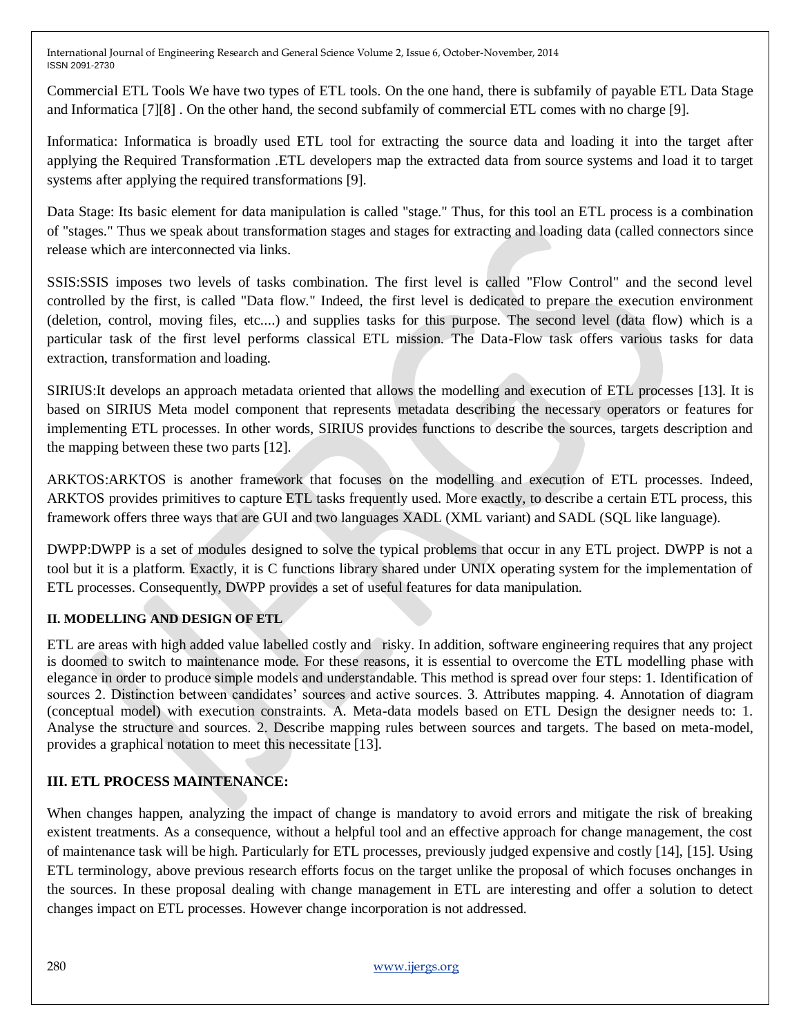Commercial ETL Tools We have two types of ETL tools. On the one hand, there is subfamily of payable ETL Data Stage and Informatica [7][8] . On the other hand, the second subfamily of commercial ETL comes with no charge [9].

Informatica: Informatica is broadly used ETL tool for extracting the source data and loading it into the target after applying the Required Transformation .ETL developers map the extracted data from source systems and load it to target systems after applying the required transformations [9].

Data Stage: Its basic element for data manipulation is called "stage." Thus, for this tool an ETL process is a combination of "stages." Thus we speak about transformation stages and stages for extracting and loading data (called connectors since release which are interconnected via links.

SSIS:SSIS imposes two levels of tasks combination. The first level is called "Flow Control" and the second level controlled by the first, is called "Data flow." Indeed, the first level is dedicated to prepare the execution environment (deletion, control, moving files, etc....) and supplies tasks for this purpose. The second level (data flow) which is a particular task of the first level performs classical ETL mission. The Data-Flow task offers various tasks for data extraction, transformation and loading.

SIRIUS:It develops an approach metadata oriented that allows the modelling and execution of ETL processes [13]. It is based on SIRIUS Meta model component that represents metadata describing the necessary operators or features for implementing ETL processes. In other words, SIRIUS provides functions to describe the sources, targets description and the mapping between these two parts [12].

ARKTOS:ARKTOS is another framework that focuses on the modelling and execution of ETL processes. Indeed, ARKTOS provides primitives to capture ETL tasks frequently used. More exactly, to describe a certain ETL process, this framework offers three ways that are GUI and two languages XADL (XML variant) and SADL (SQL like language).

DWPP:DWPP is a set of modules designed to solve the typical problems that occur in any ETL project. DWPP is not a tool but it is a platform. Exactly, it is C functions library shared under UNIX operating system for the implementation of ETL processes. Consequently, DWPP provides a set of useful features for data manipulation.

## II. MODELLING AND DESIGN OF ETL

ETL are areas with high added value labelled costly and risky. In addition, software engineering requires that any project is doomed to switch to maintenance mode. For these reasons, it is essential to overcome the ETL modelling phase with elegance in order to produce simple models and understandable. This method is spread over four steps: 1. Identification of sources 2. Distinction between candidates' sources and active sources. 3. Attributes mapping. 4. Annotation of diagram (conceptual model) with execution constraints. A. Meta-data models based on ETL Design the designer needs to: 1. Analyse the structure and sources. 2. Describe mapping rules between sources and targets. The based on meta-model, provides a graphical notation to meet this necessitate [13].

## III. ETL PROCESS MAINTENANCE:

When changes happen, analyzing the impact of change is mandatory to avoid errors and mitigate the risk of breaking existent treatments. As a consequence, without a helpful tool and an effective approach for change management, the cost of maintenance task will be high. Particularly for ETL processes, previously judged expensive and costly [14], [15]. Using ETL terminology, above previous research efforts focus on the target unlike the proposal of which focuses onchanges in the sources. In these proposal dealing with change management in ETL are interesting and offer a solution to detect changes impact on ETL processes. However change incorporation is not addressed.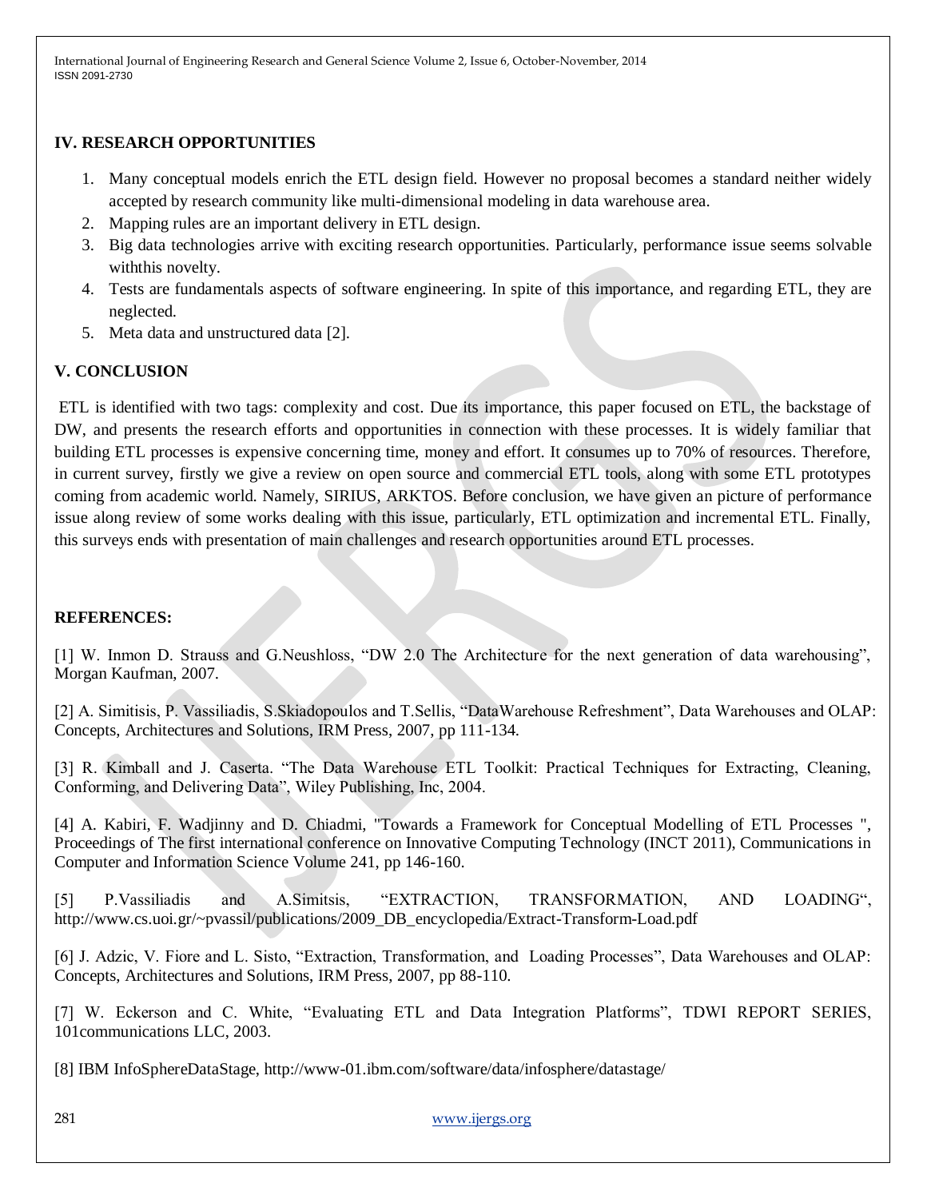## IV. RESEARCH OPPORTUNITIES

1. Many conceptual models enrich the ETL design field. However no proposal becomes a standard neither widely accepted by research community like multi-dimensional modeling in data warehouse area.
2. Mapping rules are an important delivery in ETL design.
3. Big data technologies arrive with exciting research opportunities. Particularly, performance issue seems solvable withthis novelty.
4. Tests are fundamentals aspects of software engineering. In spite of this importance, and regarding ETL, they are neglected.
5. Meta data and unstructured data [2].

## V. CONCLUSION

ETL is identified with two tags: complexity and cost. Due its importance, this paper focused on ETL, the backstage of DW, and presents the research efforts and opportunities in connection with these processes. It is widely familiar that building ETL processes is expensive concerning time, money and effort. It consumes up to 70% of resources. Therefore, in current survey, firstly we give a review on open source and commercial ETL tools, along with some ETL prototypes coming from academic world. Namely, SIRIUS, ARKTOS. Before conclusion, we have given an picture of performance issue along review of some works dealing with this issue, particularly, ETL optimization and incremental ETL. Finally, this surveys ends with presentation of main challenges and research opportunities around ETL processes.

## REFERENCES:

[1] W. Inmon D. Strauss and G.Neushloss, "DW 2.0 The Architecture for the next generation of data warehousing", Morgan Kaufman, 2007.

[2] A. Simitisis, P. Vassiliadis, S.Skiadopoulos and T.Sellis, "DataWarehouse Refreshment", Data Warehouses and OLAP: Concepts, Architectures and Solutions, IRM Press, 2007, pp 111-134.

[3] R. Kimball and J. Caserta. "The Data Warehouse ETL Toolkit: Practical Techniques for Extracting, Cleaning, Conforming, and Delivering Data", Wiley Publishing, Inc, 2004.

[4] A. Kabiri, F. Wadjinny and D. Chiadmi, "Towards a Framework for Conceptual Modelling of ETL Processes ", Proceedings of The first international conference on Innovative Computing Technology (INCT 2011), Communications in Computer and Information Science Volume 241, pp 146-160.

[5] P.Vassiliadis and A.Simitsis, "EXTRACTION, TRANSFORMATION, AND LOADING", http://www.cs.uoi.gr/~pvassil/publications/2009_DB_encyclopedia/Extract-Transform-Load.pdf

[6] J. Adzic, V. Fiore and L. Sisto, "Extraction, Transformation, and Loading Processes", Data Warehouses and OLAP: Concepts, Architectures and Solutions, IRM Press, 2007, pp 88-110.

[7] W. Eckerson and C. White, "Evaluating ETL and Data Integration Platforms", TDWI REPORT SERIES, 101communications LLC, 2003.

[8] IBM InfoSphereDataStage, http://www-01.ibm.com/software/data/infosphere/datastage/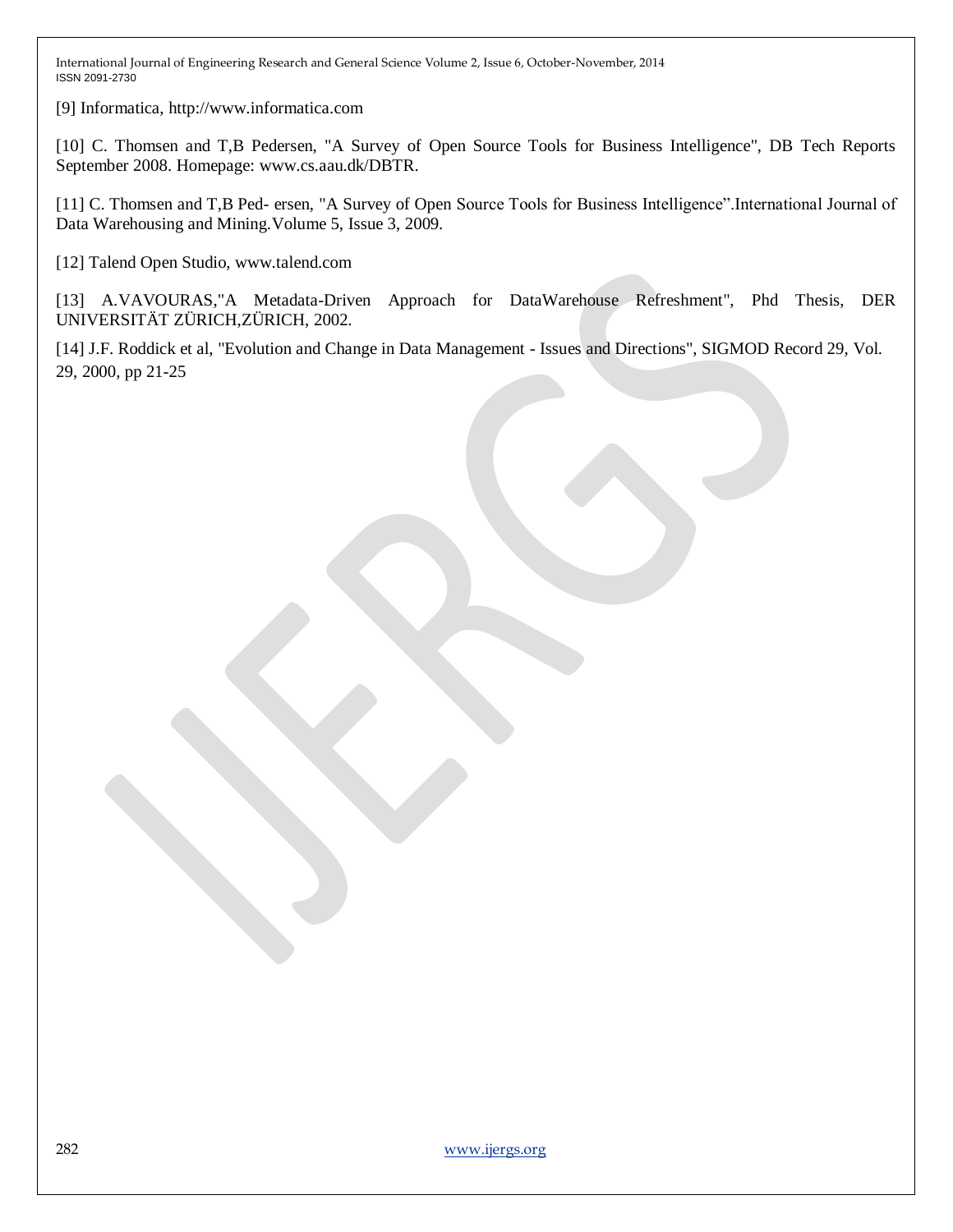[9] Informatica, http://www.informatica.com

[10] C. Thomsen and T,B Pedersen, "A Survey of Open Source Tools for Business Intelligence", DB Tech Reports September 2008. Homepage: www.cs.aau.dk/DBTR.

[11] C. Thomsen and T,B Ped- ersen, "A Survey of Open Source Tools for Business Intelligence".International Journal of Data Warehousing and Mining.Volume 5, Issue 3, 2009.

[12] Talend Open Studio, www.talend.com

[13] A.VAVOURAS,"A Metadata-Driven Approach for DataWarehouse Refreshment", Phd Thesis, DER UNIVERSITÄT ZÜRICH,ZÜRICH, 2002.

[14] J.F. Roddick et al, "Evolution and Change in Data Management - Issues and Directions", SIGMOD Record 29, Vol. 29, 2000, pp 21-25